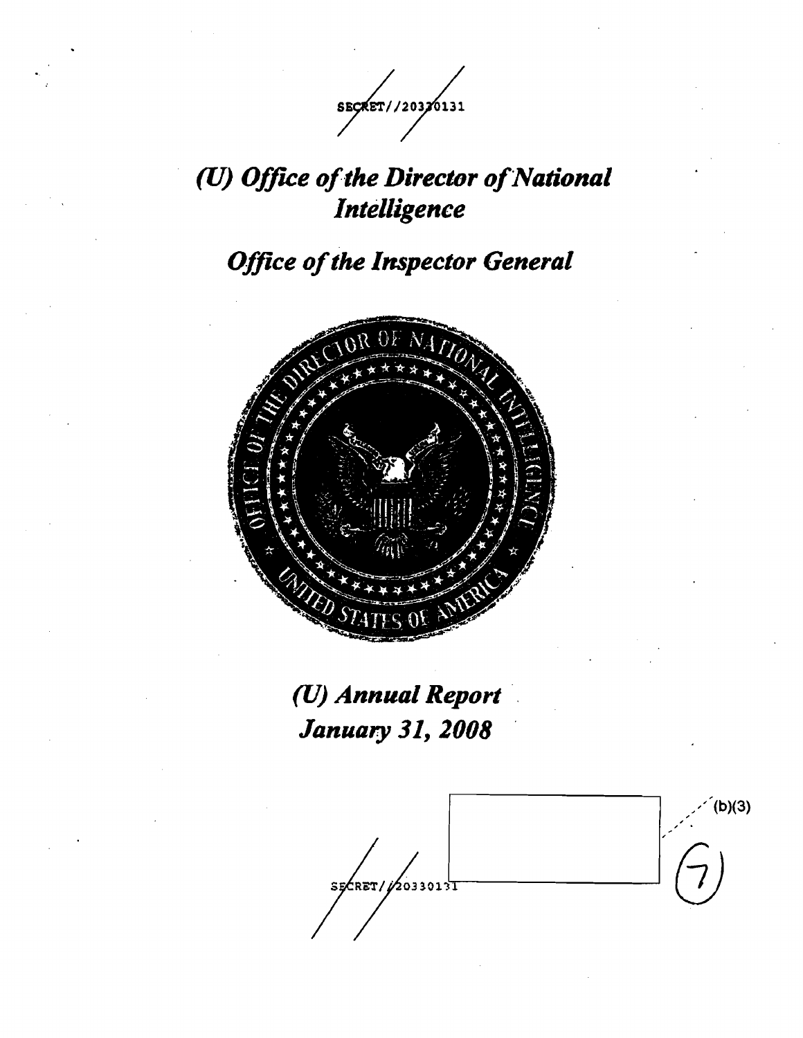SECRET//20330131

# (U) Office of the Director of National Intelligence

# Office of the Inspector General

## (U) Annual Report

## January 31, 2008

(b)(3)

(7)

SECRET//20330131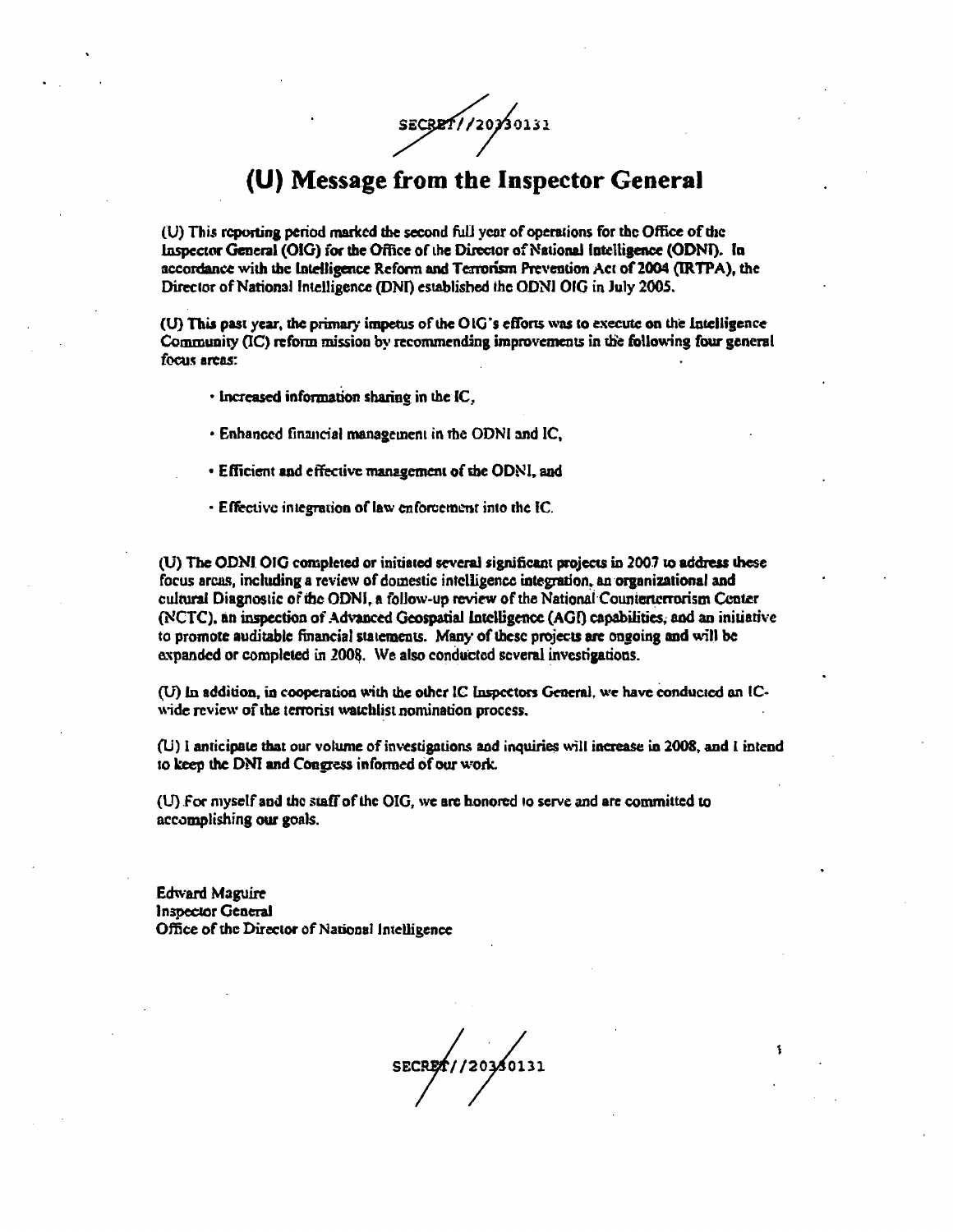# (U) Message from the Inspector General

(U) This reporting period marked the second full year of operations for the Office of the Inspector General (OIG) for the Office of the Director of National Intelligence (ODNI). In accordance with the Intelligence Reform and Terrorism Prevention Act of 2004 (IRTPA), the Director of National Intelligence (DNI) established the ODNI OIG in July 2005.

(U) This past year, the primary impetus of the OIG's efforts was to execute on the Intelligence Community (IC) reform mission by recommending improvements in the following four general focus areas:

- Increased information sharing in the IC,
- Enhanced financial management in the ODNI and IC,
- Efficient and effective management of the ODNI, and
- Effective integration of law enforcement into the IC.

(U) The ODNI OIG completed or initiated several significant projects in 2007 to address these focus areas, including a review of domestic intelligence integration, an organizational and cultural Diagnostic of the ODNI, a follow-up review of the National Counterterrorism Center (NCTC), an inspection of Advanced Geospatial Intelligence (AGI) capabilities, and an initiative to promote auditable financial statements. Many of these projects are ongoing and will be expanded or completed in 2008. We also conducted several investigations.

(U) In addition, in cooperation with the other IC Inspectors General, we have conducted an IC-wide review of the terrorist watchlist nomination process.

(U) I anticipate that our volume of investigations and inquiries will increase in 2008, and I intend to keep the DNI and Congress informed of our work.

(U) For myself and the staff of the OIG, we are honored to serve and are committed to accomplishing our goals.

Edward Maguire
Inspector General
Office of the Director of National Intelligence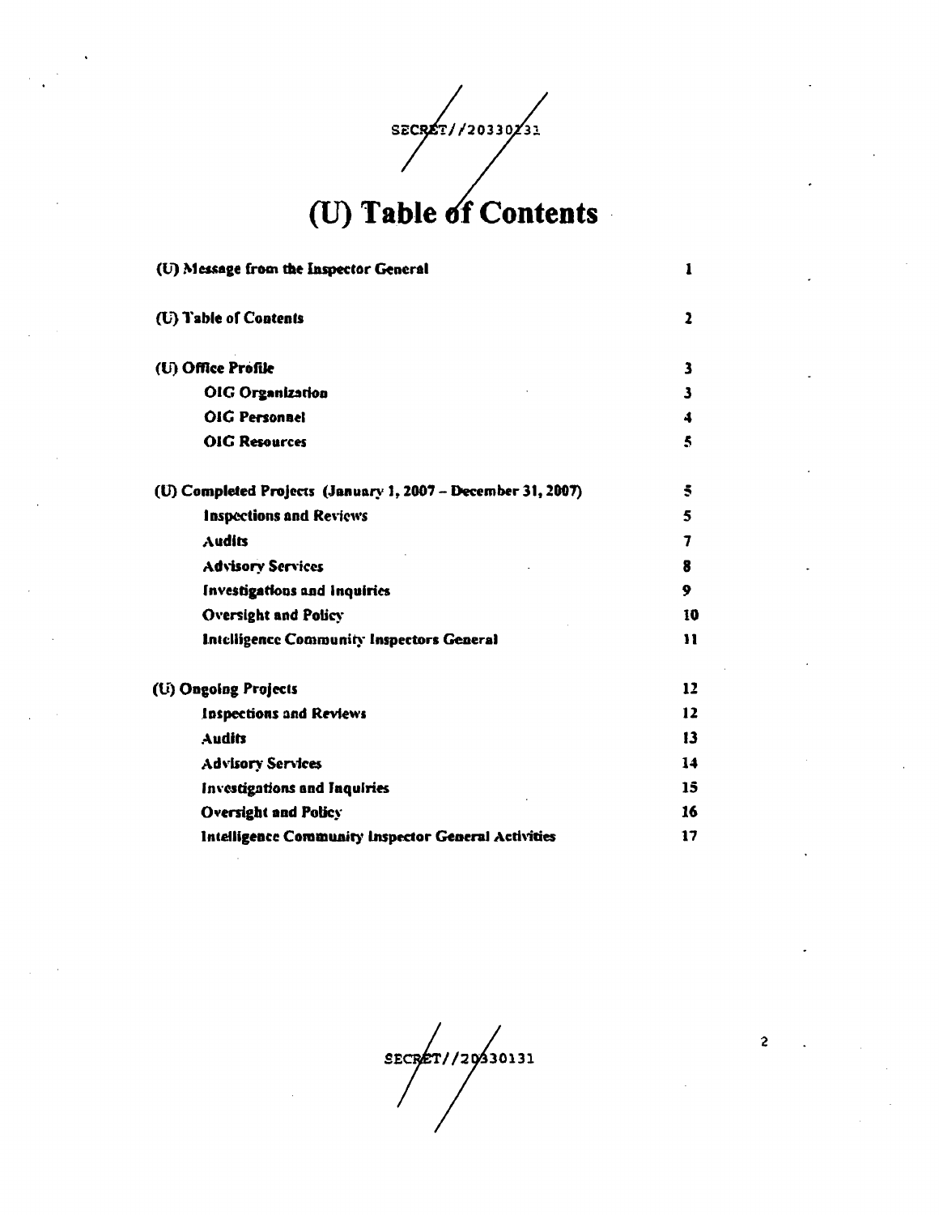# (U) Table of Contents

| | |
|---|---|
| **(U) Message from the Inspector General** | **1** |
| **(U) Table of Contents** | **2** |
| **(U) Office Profile** | **3** |
| &nbsp;&nbsp;&nbsp;&nbsp;**OIG Organization** | **3** |
| &nbsp;&nbsp;&nbsp;&nbsp;**OIG Personnel** | **4** |
| &nbsp;&nbsp;&nbsp;&nbsp;**OIG Resources** | **5** |
| **(U) Completed Projects (January 1, 2007 – December 31, 2007)** | **5** |
| &nbsp;&nbsp;&nbsp;&nbsp;**Inspections and Reviews** | **5** |
| &nbsp;&nbsp;&nbsp;&nbsp;**Audits** | **7** |
| &nbsp;&nbsp;&nbsp;&nbsp;**Advisory Services** | **8** |
| &nbsp;&nbsp;&nbsp;&nbsp;**Investigations and Inquiries** | **9** |
| &nbsp;&nbsp;&nbsp;&nbsp;**Oversight and Policy** | **10** |
| &nbsp;&nbsp;&nbsp;&nbsp;**Intelligence Community Inspectors General** | **11** |
| **(U) Ongoing Projects** | **12** |
| &nbsp;&nbsp;&nbsp;&nbsp;**Inspections and Reviews** | **12** |
| &nbsp;&nbsp;&nbsp;&nbsp;**Audits** | **13** |
| &nbsp;&nbsp;&nbsp;&nbsp;**Advisory Services** | **14** |
| &nbsp;&nbsp;&nbsp;&nbsp;**Investigations and Inquiries** | **15** |
| &nbsp;&nbsp;&nbsp;&nbsp;**Oversight and Policy** | **16** |
| &nbsp;&nbsp;&nbsp;&nbsp;**Intelligence Community Inspector General Activities** | **17** |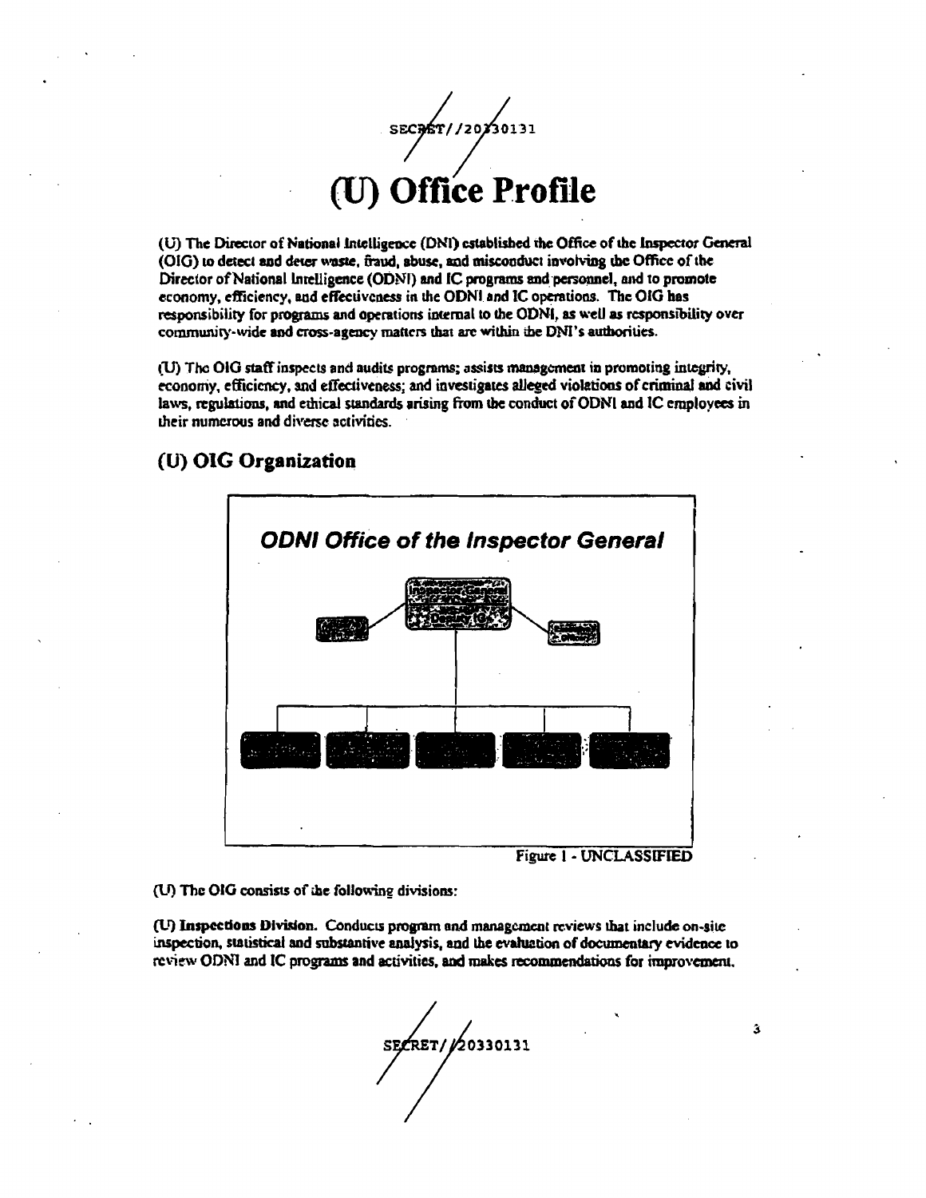# (U) Office Profile

(U) The Director of National Intelligence (DNI) established the Office of the Inspector General (OIG) to detect and deter waste, fraud, abuse, and misconduct involving the Office of the Director of National Intelligence (ODNI) and IC programs and personnel, and to promote economy, efficiency, and effectiveness in the ODNI and IC operations. The OIG has responsibility for programs and operations internal to the ODNI, as well as responsibility over community-wide and cross-agency matters that are within the DNI's authorities.

(U) The OIG staff inspects and audits programs; assists management in promoting integrity, economy, efficiency, and effectiveness; and investigates alleged violations of criminal and civil laws, regulations, and ethical standards arising from the conduct of ODNI and IC employees in their numerous and diverse activities.

## (U) OIG Organization

*ODNI Office of the Inspector General*

Inspector General

Deputy IG

Figure 1 - UNCLASSIFIED

(U) The OIG consists of the following divisions:

**(U) Inspections Division.** Conducts program and management reviews that include on-site inspection, statistical and substantive analysis, and the evaluation of documentary evidence to review ODNI and IC programs and activities, and makes recommendations for improvement.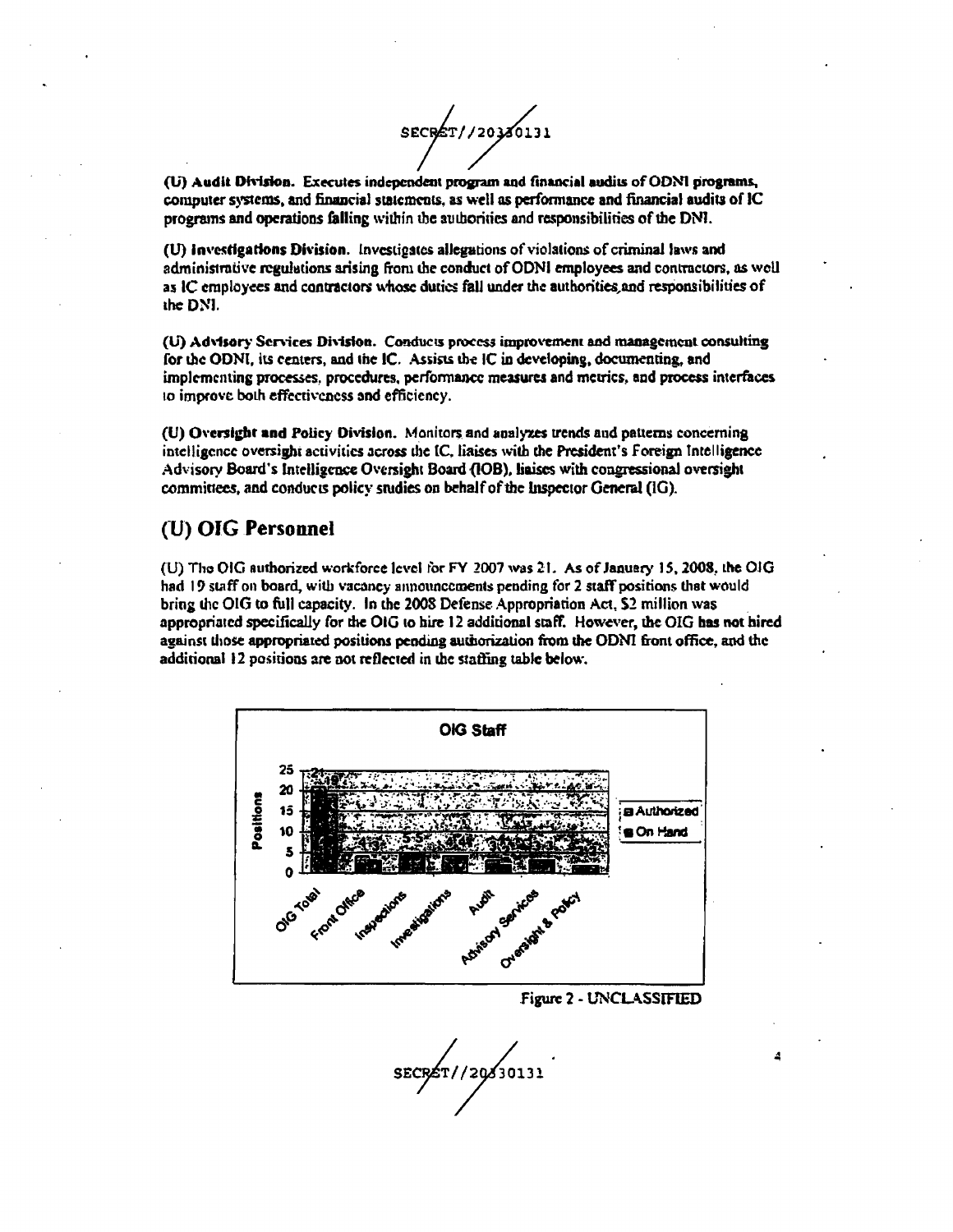**(U) Audit Division.** Executes independent program and financial audits of ODNI programs, computer systems, and financial statements, as well as performance and financial audits of IC programs and operations falling within the authorities and responsibilities of the DNI.

**(U) Investigations Division.** Investigates allegations of violations of criminal laws and administrative regulations arising from the conduct of ODNI employees and contractors, as well as IC employees and contractors whose duties fall under the authorities and responsibilities of the DNI.

**(U) Advisory Services Division.** Conducts process improvement and management consulting for the ODNI, its centers, and the IC. Assists the IC in developing, documenting, and implementing processes, procedures, performance measures and metrics, and process interfaces to improve both effectiveness and efficiency.

**(U) Oversight and Policy Division.** Monitors and analyzes trends and patterns concerning intelligence oversight activities across the IC, liaises with the President's Foreign Intelligence Advisory Board's Intelligence Oversight Board (IOB), liaises with congressional oversight committees, and conducts policy studies on behalf of the Inspector General (IG).

## (U) OIG Personnel

(U) The OIG authorized workforce level for FY 2007 was 21. As of January 15, 2008, the OIG had 19 staff on board, with vacancy announcements pending for 2 staff positions that would bring the OIG to full capacity. In the 2008 Defense Appropriation Act, $2 million was appropriated specifically for the OIG to hire 12 additional staff. However, the OIG has not hired against those appropriated positions pending authorization from the ODNI front office, and the additional 12 positions are not reflected in the staffing table below.

Figure 2 - UNCLASSIFIED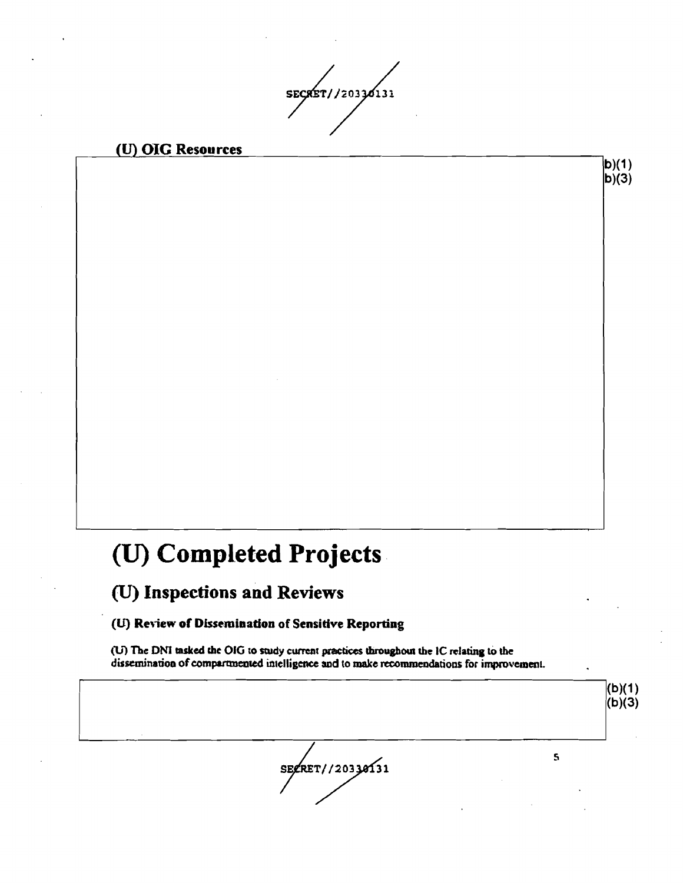## (U) OIG Resources

(b)(1)
(b)(3)

# (U) Completed Projects

## (U) Inspections and Reviews

### (U) Review of Dissemination of Sensitive Reporting

(U) The DNI tasked the OIG to study current practices throughout the IC relating to the dissemination of compartmented intelligence and to make recommendations for improvement.

(b)(1)
(b)(3)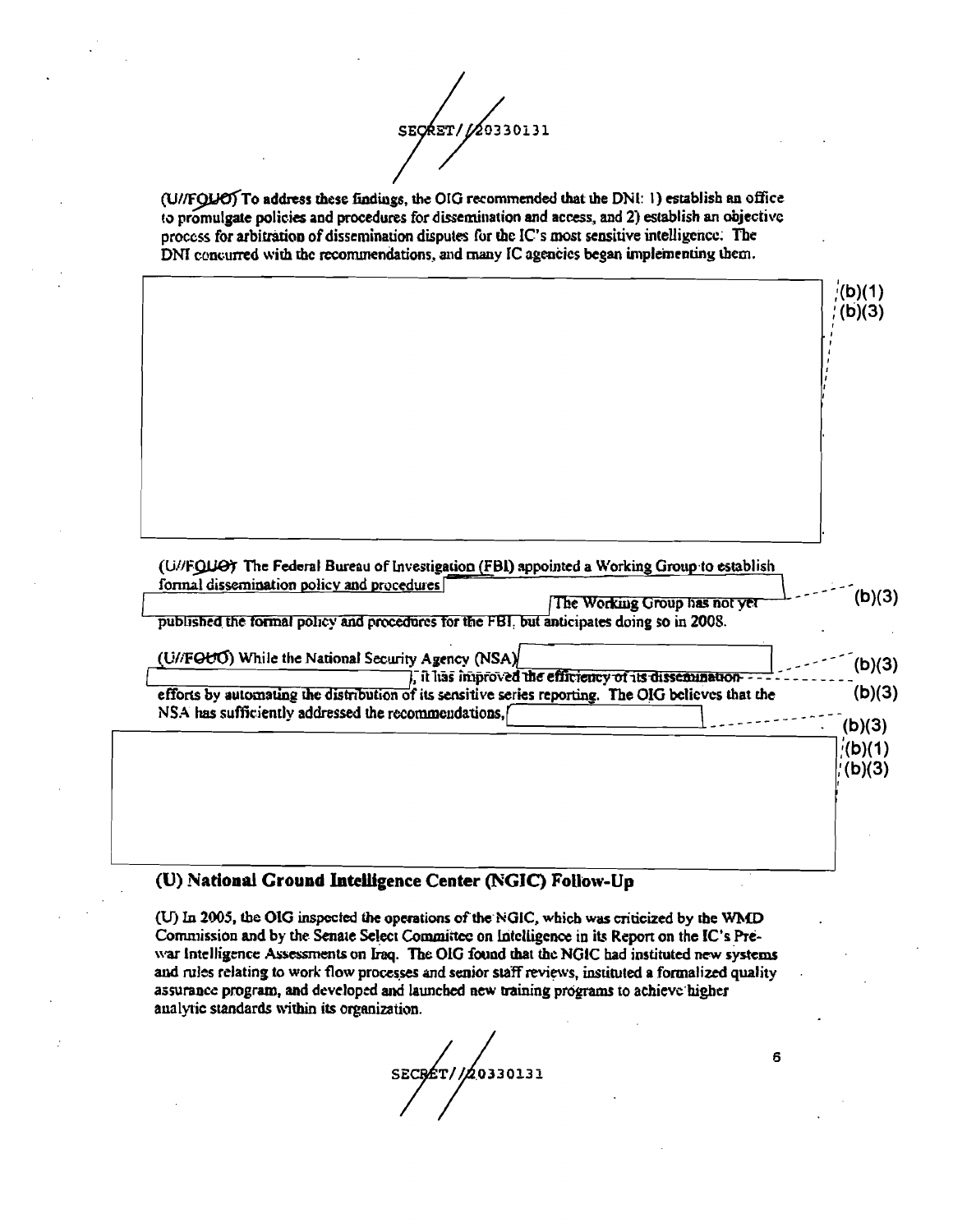(U//FOUO) To address these findings, the OIG recommended that the DNI: 1) establish an office to promulgate policies and procedures for dissemination and access, and 2) establish an objective process for arbitration of dissemination disputes for the IC's most sensitive intelligence. The DNI concurred with the recommendations, and many IC agencies began implementing them.

(b)(1)
(b)(3)

(U//FOUO) The Federal Bureau of Investigation (FBI) appointed a Working Group to establish formal dissemination policy and procedures [ ] The Working Group has not yet published the formal policy and procedures for the FBI, but anticipates doing so in 2008. (b)(3)

(U//FOUO) While the National Security Agency (NSA) [ ], it has improved the efficiency of its dissemination efforts by automating the distribution of its sensitive series reporting. The OIG believes that the NSA has sufficiently addressed the recommendations, [ ] (b)(3) (b)(3) (b)(3)

(b)(1)
(b)(3)

## (U) National Ground Intelligence Center (NGIC) Follow-Up

(U) In 2005, the OIG inspected the operations of the NGIC, which was criticized by the WMD Commission and by the Senate Select Committee on Intelligence in its Report on the IC's Pre-war Intelligence Assessments on Iraq. The OIG found that the NGIC had instituted new systems and rules relating to work flow processes and senior staff reviews, instituted a formalized quality assurance program, and developed and launched new training programs to achieve higher analytic standards within its organization.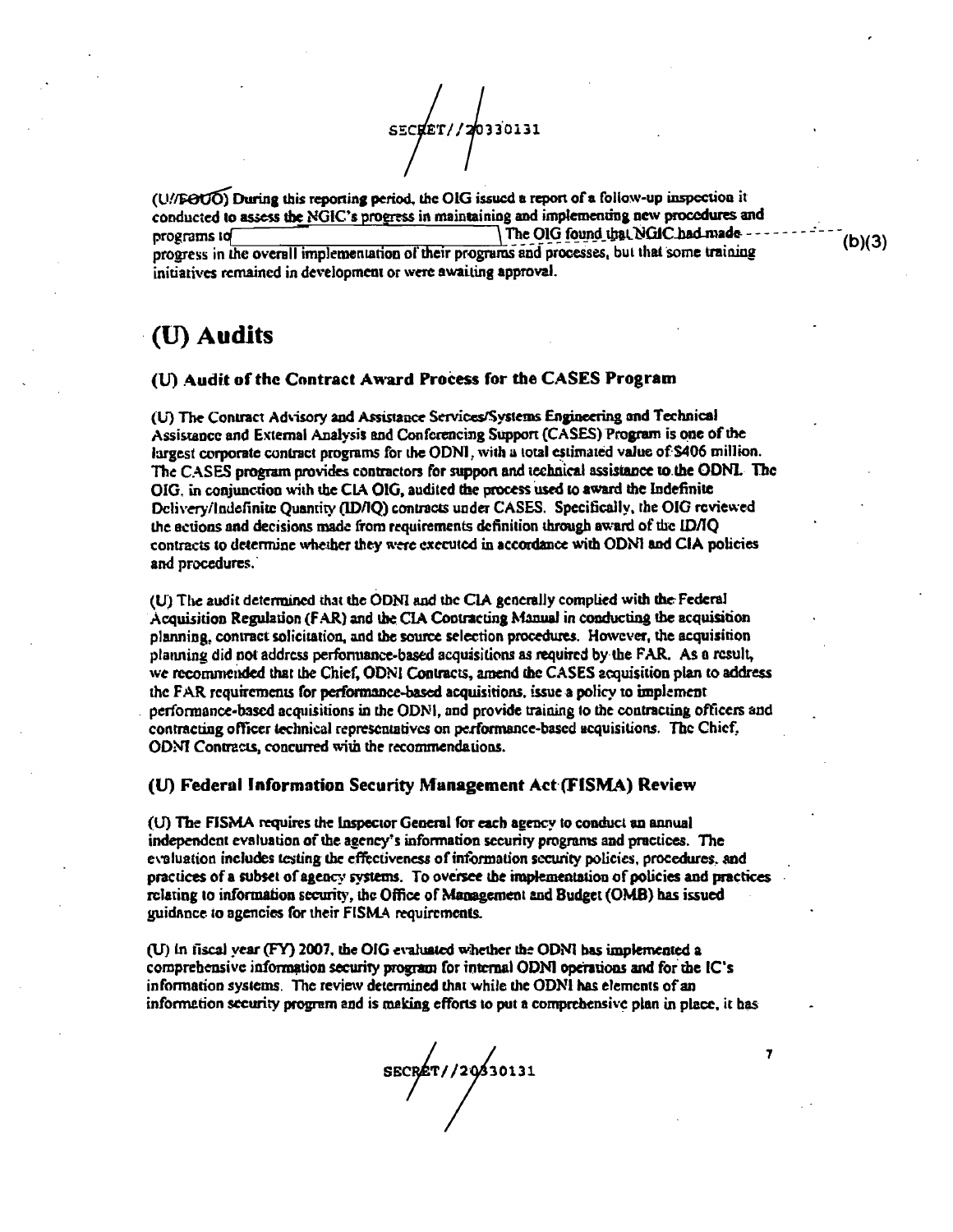(U//FOUO) During this reporting period, the OIG issued a report of a follow-up inspection it conducted to assess the NGIC's progress in maintaining and implementing new procedures and programs to [ ] The OIG found that NGIC had made progress in the overall implementation of their programs and processes, but that some training initiatives remained in development or were awaiting approval.

(b)(3)

# (U) Audits

### (U) Audit of the Contract Award Process for the CASES Program

(U) The Contract Advisory and Assistance Services/Systems Engineering and Technical Assistance and External Analysis and Conferencing Support (CASES) Program is one of the largest corporate contract programs for the ODNI, with a total estimated value of $406 million. The CASES program provides contractors for support and technical assistance to the ODNI. The OIG, in conjunction with the CIA OIG, audited the process used to award the Indefinite Delivery/Indefinite Quantity (ID/IQ) contracts under CASES. Specifically, the OIG reviewed the actions and decisions made from requirements definition through award of the ID/IQ contracts to determine whether they were executed in accordance with ODNI and CIA policies and procedures.

(U) The audit determined that the ODNI and the CIA generally complied with the Federal Acquisition Regulation (FAR) and the CIA Contracting Manual in conducting the acquisition planning, contract solicitation, and the source selection procedures. However, the acquisition planning did not address performance-based acquisitions as required by the FAR. As a result, we recommended that the Chief, ODNI Contracts, amend the CASES acquisition plan to address the FAR requirements for performance-based acquisitions, issue a policy to implement performance-based acquisitions in the ODNI, and provide training to the contracting officers and contracting officer technical representatives on performance-based acquisitions. The Chief, ODNI Contracts, concurred with the recommendations.

### (U) Federal Information Security Management Act (FISMA) Review

(U) The FISMA requires the Inspector General for each agency to conduct an annual independent evaluation of the agency's information security programs and practices. The evaluation includes testing the effectiveness of information security policies, procedures, and practices of a subset of agency systems. To oversee the implementation of policies and practices relating to information security, the Office of Management and Budget (OMB) has issued guidance to agencies for their FISMA requirements.

(U) In fiscal year (FY) 2007, the OIG evaluated whether the ODNI has implemented a comprehensive information security program for internal ODNI operations and for the IC's information systems. The review determined that while the ODNI has elements of an information security program and is making efforts to put a comprehensive plan in place, it has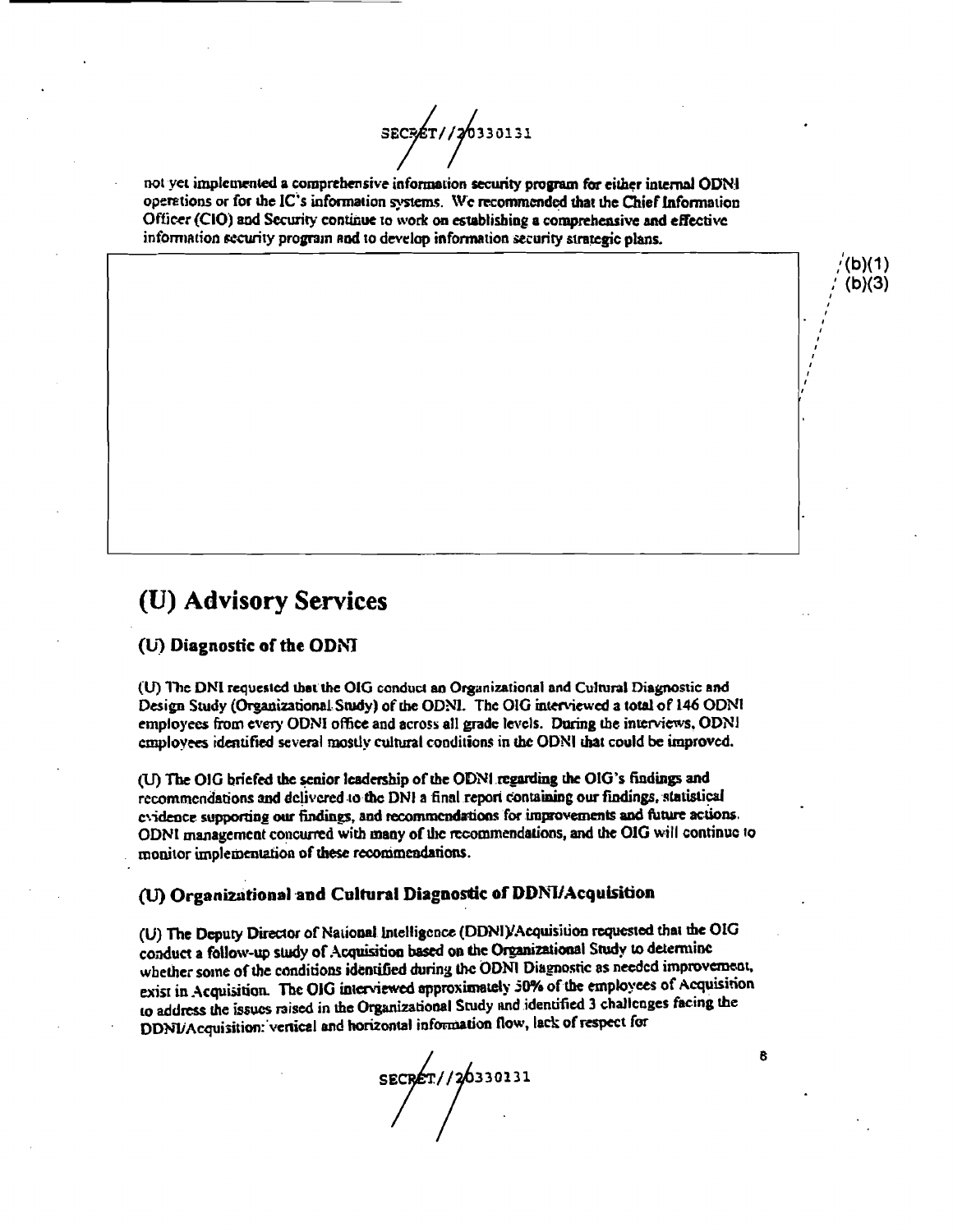not yet implemented a comprehensive information security program for either internal ODNI operations or for the IC's information systems. We recommended that the Chief Information Officer (CIO) and Security continue to work on establishing a comprehensive and effective information security program and to develop information security strategic plans.

(b)(1)
(b)(3)

# (U) Advisory Services

## (U) Diagnostic of the ODNI

(U) The DNI requested that the OIG conduct an Organizational and Cultural Diagnostic and Design Study (Organizational Study) of the ODNI. The OIG interviewed a total of 146 ODNI employees from every ODNI office and across all grade levels. During the interviews, ODNI employees identified several mostly cultural conditions in the ODNI that could be improved.

(U) The OIG briefed the senior leadership of the ODNI regarding the OIG's findings and recommendations and delivered to the DNI a final report containing our findings, statistical evidence supporting our findings, and recommendations for improvements and future actions. ODNI management concurred with many of the recommendations, and the OIG will continue to monitor implementation of these recommendations.

## (U) Organizational and Cultural Diagnostic of DDNI/Acquisition

(U) The Deputy Director of National Intelligence (DDNI)/Acquisition requested that the OIG conduct a follow-up study of Acquisition based on the Organizational Study to determine whether some of the conditions identified during the ODNI Diagnostic as needed improvement, exist in Acquisition. The OIG interviewed approximately 30% of the employees of Acquisition to address the issues raised in the Organizational Study and identified 3 challenges facing the DDNI/Acquisition: vertical and horizontal information flow, lack of respect for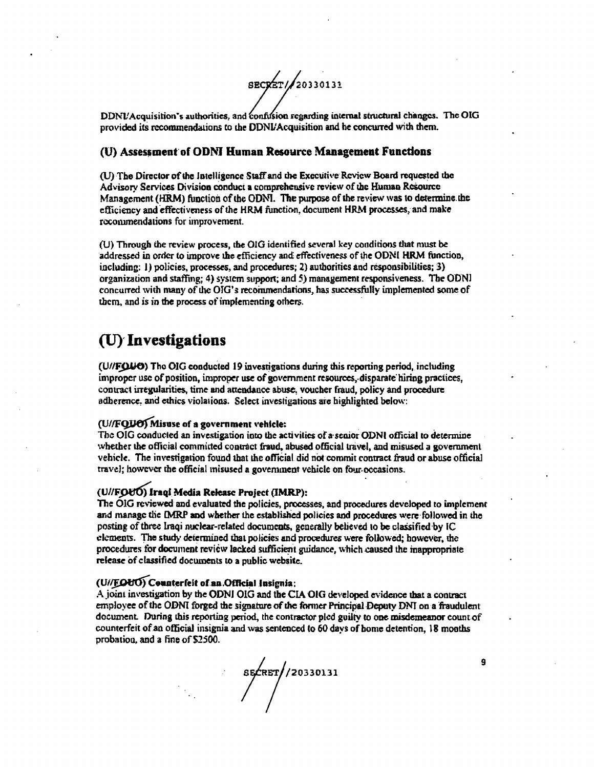DDNI/Acquisition's authorities, and confusion regarding internal structural changes. The OIG provided its recommendations to the DDNI/Acquisition and he concurred with them.

### (U) Assessment of ODNI Human Resource Management Functions

(U) The Director of the Intelligence Staff and the Executive Review Board requested the Advisory Services Division conduct a comprehensive review of the Human Resource Management (HRM) function of the ODNI. The purpose of the review was to determine the efficiency and effectiveness of the HRM function, document HRM processes, and make recommendations for improvement.

(U) Through the review process, the OIG identified several key conditions that must be addressed in order to improve the efficiency and effectiveness of the ODNI HRM function, including: 1) policies, processes, and procedures; 2) authorities and responsibilities; 3) organization and staffing; 4) system support; and 5) management responsiveness. The ODNI concurred with many of the OIG's recommendations, has successfully implemented some of them, and is in the process of implementing others.

## (U) Investigations

(U//FOUO) The OIG conducted 19 investigations during this reporting period, including improper use of position, improper use of government resources, disparate hiring practices, contract irregularities, time and attendance abuse, voucher fraud, policy and procedure adherence, and ethics violations. Select investigations are highlighted below:

**(U//FOUO) Misuse of a government vehicle:**
The OIG conducted an investigation into the activities of a senior ODNI official to determine whether the official committed contract fraud, abused official travel, and misused a government vehicle. The investigation found that the official did not commit contract fraud or abuse official travel; however the official misused a government vehicle on four occasions.

**(U//FOUO) Iraqi Media Release Project (IMRP):**
The OIG reviewed and evaluated the policies, processes, and procedures developed to implement and manage the IMRP and whether the established policies and procedures were followed in the posting of three Iraqi nuclear-related documents, generally believed to be classified by IC elements. The study determined that policies and procedures were followed; however, the procedures for document review lacked sufficient guidance, which caused the inappropriate release of classified documents to a public website.

**(U//FOUO) Counterfeit of an Official Insignia:**
A joint investigation by the ODNI OIG and the CIA OIG developed evidence that a contract employee of the ODNI forged the signature of the former Principal Deputy DNI on a fraudulent document. During this reporting period, the contractor pled guilty to one misdemeanor count of counterfeit of an official insignia and was sentenced to 60 days of home detention, 18 months probation, and a fine of $2500.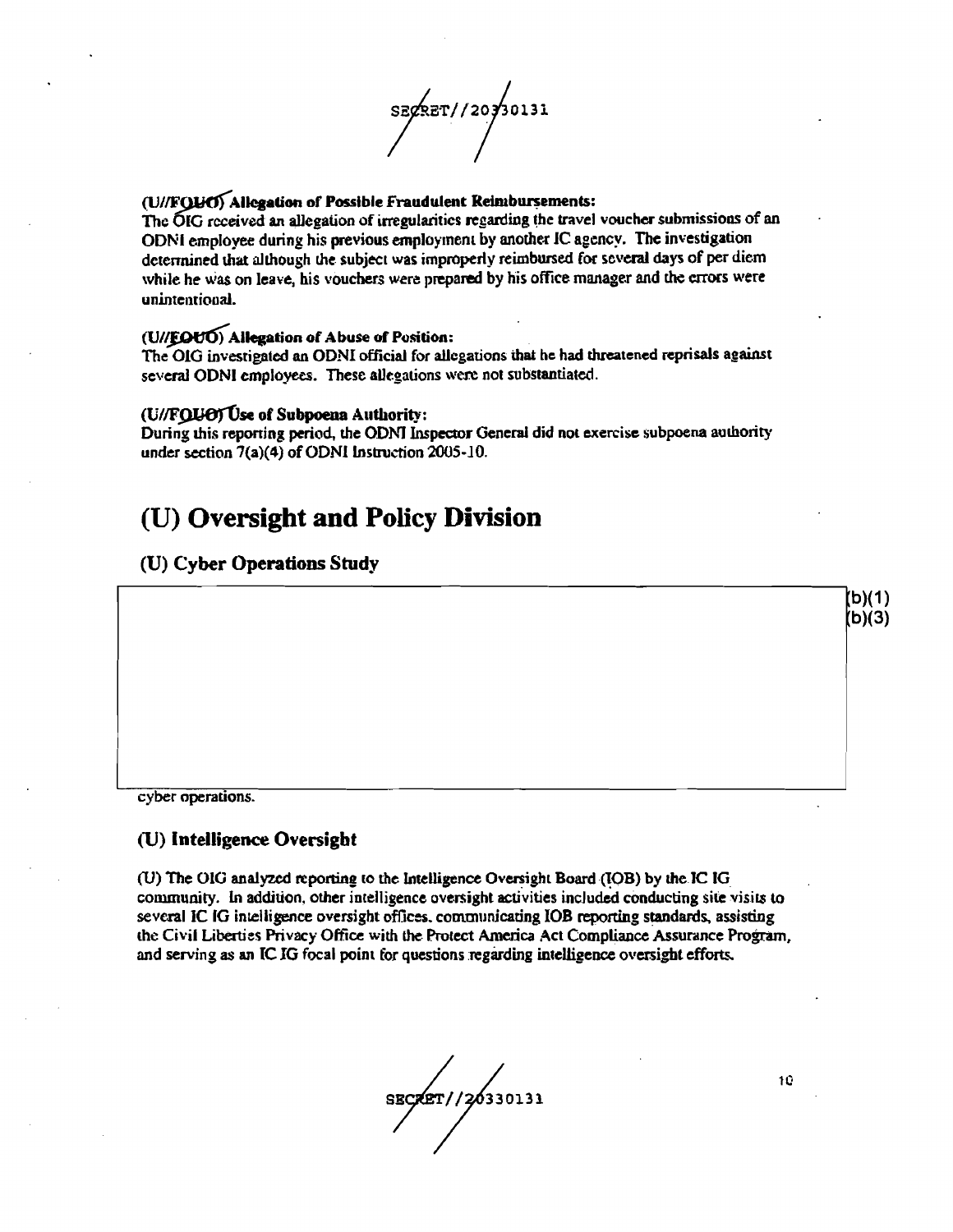SECRET//20330131

**(U//FOUO) Allegation of Possible Fraudulent Reimbursements:**
The OIG received an allegation of irregularities regarding the travel voucher submissions of an ODNI employee during his previous employment by another IC agency. The investigation determined that although the subject was improperly reimbursed for several days of per diem while he was on leave, his vouchers were prepared by his office manager and the errors were unintentional.

**(U//FOUO) Allegation of Abuse of Position:**
The OIG investigated an ODNI official for allegations that he had threatened reprisals against several ODNI employees. These allegations were not substantiated.

**(U//FOUO) Use of Subpoena Authority:**
During this reporting period, the ODNI Inspector General did not exercise subpoena authority under section 7(a)(4) of ODNI Instruction 2005-10.

# (U) Oversight and Policy Division

## (U) Cyber Operations Study

(b)(1)
(b)(3)

cyber operations.

## (U) Intelligence Oversight

(U) The OIG analyzed reporting to the Intelligence Oversight Board (IOB) by the IC IG community. In addition, other intelligence oversight activities included conducting site visits to several IC IG intelligence oversight offices, communicating IOB reporting standards, assisting the Civil Liberties Privacy Office with the Protect America Act Compliance Assurance Program, and serving as an IC IG focal point for questions regarding intelligence oversight efforts.

SECRET//20330131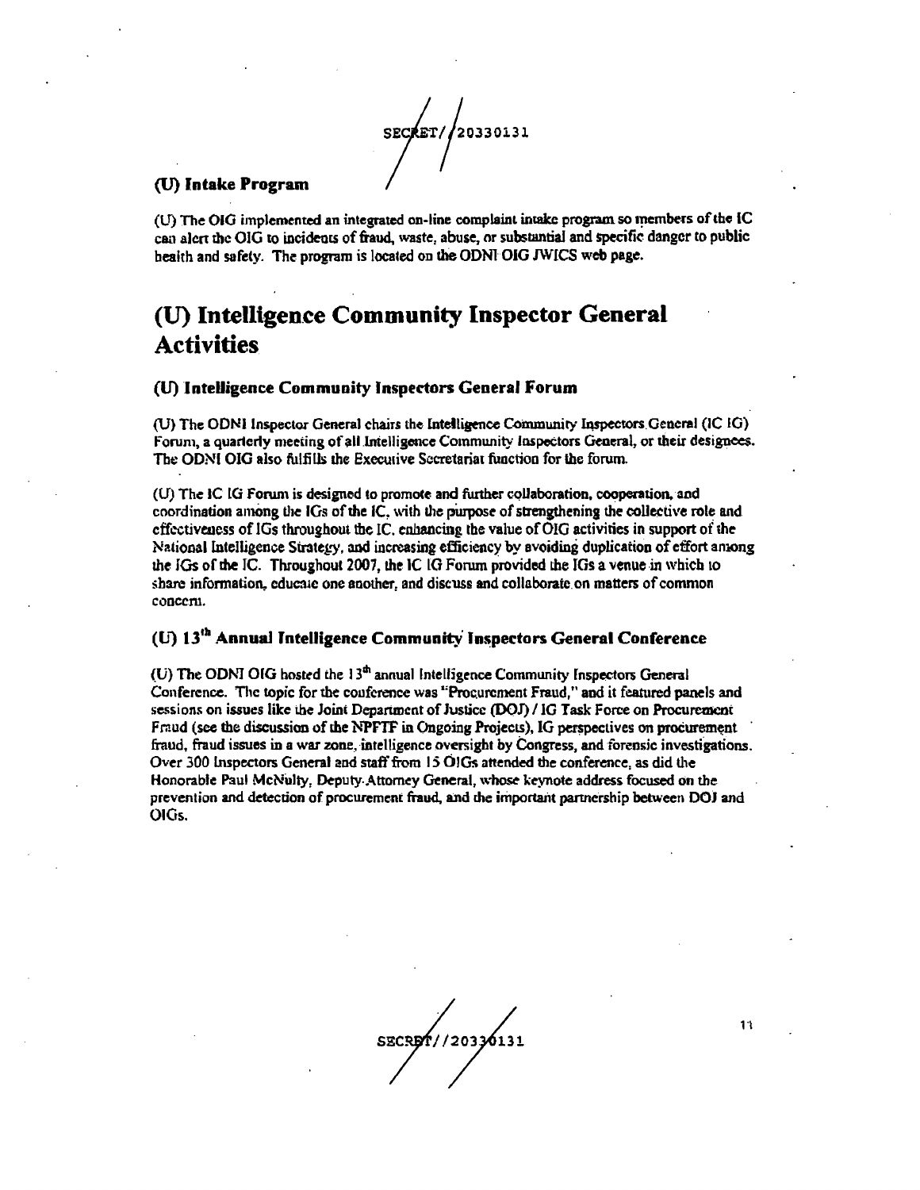### (U) Intake Program

(U) The OIG implemented an integrated on-line complaint intake program so members of the IC can alert the OIG to incidents of fraud, waste, abuse, or substantial and specific danger to public health and safety. The program is located on the ODNI OIG JWICS web page.

## (U) Intelligence Community Inspector General Activities

### (U) Intelligence Community Inspectors General Forum

(U) The ODNI Inspector General chairs the Intelligence Community Inspectors General (IC IG) Forum, a quarterly meeting of all Intelligence Community Inspectors General, or their designees. The ODNI OIG also fulfills the Executive Secretariat function for the forum.

(U) The IC IG Forum is designed to promote and further collaboration, cooperation, and coordination among the IGs of the IC, with the purpose of strengthening the collective role and effectiveness of IGs throughout the IC, enhancing the value of OIG activities in support of the National Intelligence Strategy, and increasing efficiency by avoiding duplication of effort among the IGs of the IC. Throughout 2007, the IC IG Forum provided the IGs a venue in which to share information, educate one another, and discuss and collaborate on matters of common concern.

### (U) 13th Annual Intelligence Community Inspectors General Conference

(U) The ODNI OIG hosted the 13th annual Intelligence Community Inspectors General Conference. The topic for the conference was "Procurement Fraud," and it featured panels and sessions on issues like the Joint Department of Justice (DOJ) / IG Task Force on Procurement Fraud (see the discussion of the NPFTF in Ongoing Projects), IG perspectives on procurement fraud, fraud issues in a war zone, intelligence oversight by Congress, and forensic investigations. Over 300 Inspectors General and staff from 15 OIGs attended the conference, as did the Honorable Paul McNulty, Deputy Attorney General, whose keynote address focused on the prevention and detection of procurement fraud, and the important partnership between DOJ and OIGs.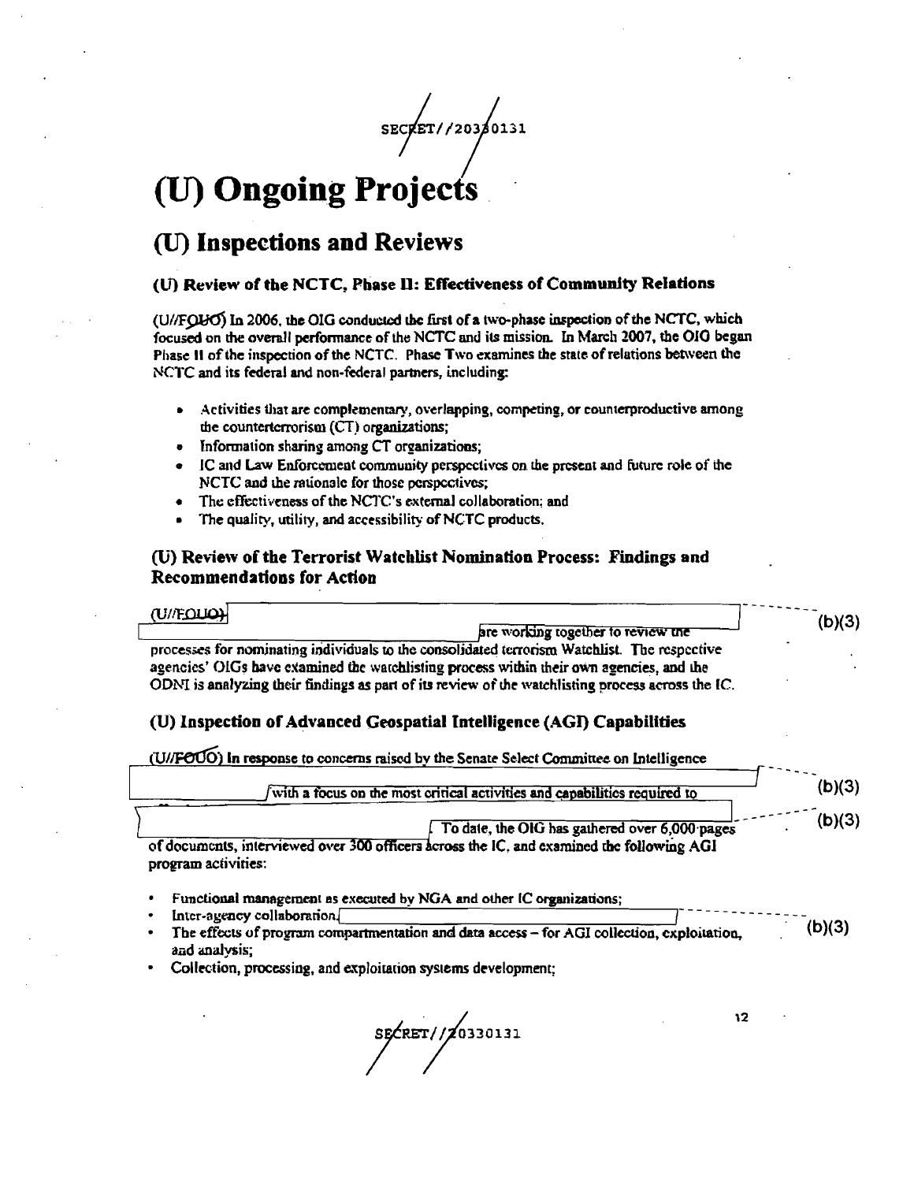# (U) Ongoing Projects

## (U) Inspections and Reviews

### (U) Review of the NCTC, Phase II: Effectiveness of Community Relations

(U//FOUO) In 2006, the OIG conducted the first of a two-phase inspection of the NCTC, which focused on the overall performance of the NCTC and its mission. In March 2007, the OIG began Phase II of the inspection of the NCTC. Phase Two examines the state of relations between the NCTC and its federal and non-federal partners, including:

- Activities that are complementary, overlapping, competing, or counterproductive among the counterterrorism (CT) organizations;
- Information sharing among CT organizations;
- IC and Law Enforcement community perspectives on the present and future role of the NCTC and the rationale for those perspectives;
- The effectiveness of the NCTC's external collaboration; and
- The quality, utility, and accessibility of NCTC products.

### (U) Review of the Terrorist Watchlist Nomination Process: Findings and Recommendations for Action

(U//FOUO) [(b)(3)] are working together to review the processes for nominating individuals to the consolidated terrorism Watchlist. The respective agencies' OIGs have examined the watchlisting process within their own agencies, and the ODNI is analyzing their findings as part of its review of the watchlisting process across the IC.

### (U) Inspection of Advanced Geospatial Intelligence (AGI) Capabilities

(U//FOUO) In response to concerns raised by the Senate Select Committee on Intelligence [(b)(3)] with a focus on the most critical activities and capabilities required to [(b)(3)] To date, the OIG has gathered over 6,000 pages of documents, interviewed over 300 officers across the IC, and examined the following AGI program activities:

- Functional management as executed by NGA and other IC organizations;
- Inter-agency collaboration [(b)(3)]
- The effects of program compartmentation and data access – for AGI collection, exploitation, and analysis;
- Collection, processing, and exploitation systems development;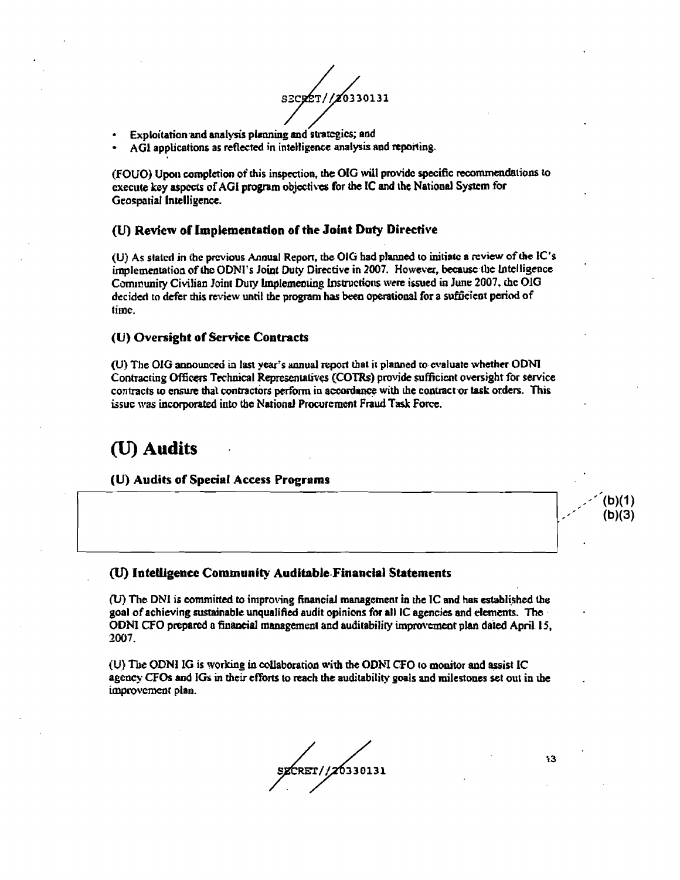- Exploitation and analysis planning and strategics; and
- AGI applications as reflected in intelligence analysis and reporting.

(FOUO) Upon completion of this inspection, the OIG will provide specific recommendations to execute key aspects of AGI program objectives for the IC and the National System for Geospatial Intelligence.

### (U) Review of Implementation of the Joint Duty Directive

(U) As stated in the previous Annual Report, the OIG had planned to initiate a review of the IC's implementation of the ODNI's Joint Duty Directive in 2007. However, because the Intelligence Community Civilian Joint Duty Implementing Instructions were issued in June 2007, the OIG decided to defer this review until the program has been operational for a sufficient period of time.

### (U) Oversight of Service Contracts

(U) The OIG announced in last year's annual report that it planned to evaluate whether ODNI Contracting Officers Technical Representatives (COTRs) provide sufficient oversight for service contracts to ensure that contractors perform in accordance with the contract or task orders. This issue was incorporated into the National Procurement Fraud Task Force.

## (U) Audits

### (U) Audits of Special Access Programs

(b)(1)
(b)(3)

### (U) Intelligence Community Auditable Financial Statements

(U) The DNI is committed to improving financial management in the IC and has established the goal of achieving sustainable unqualified audit opinions for all IC agencies and elements. The ODNI CFO prepared a financial management and auditability improvement plan dated April 15, 2007.

(U) The ODNI IG is working in collaboration with the ODNI CFO to monitor and assist IC agency CFOs and IGs in their efforts to reach the auditability goals and milestones set out in the improvement plan.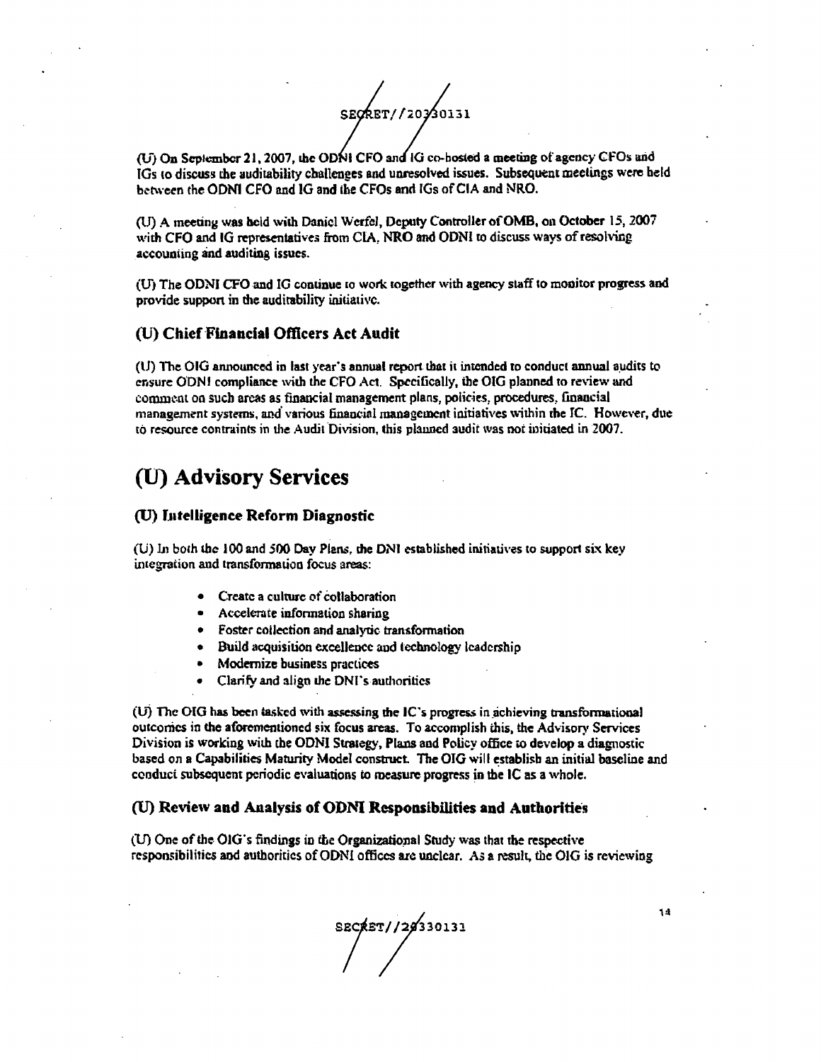(U) On September 21, 2007, the ODNI CFO and IG co-hosted a meeting of agency CFOs and IGs to discuss the auditability challenges and unresolved issues. Subsequent meetings were held between the ODNI CFO and IG and the CFOs and IGs of CIA and NRO.

(U) A meeting was held with Daniel Werfel, Deputy Controller of OMB, on October 15, 2007 with CFO and IG representatives from CIA, NRO and ODNI to discuss ways of resolving accounting and auditing issues.

(U) The ODNI CFO and IG continue to work together with agency staff to monitor progress and provide support in the auditability initiative.

### (U) Chief Financial Officers Act Audit

(U) The OIG announced in last year's annual report that it intended to conduct annual audits to ensure ODNI compliance with the CFO Act. Specifically, the OIG planned to review and comment on such areas as financial management plans, policies, procedures, financial management systems, and various financial management initiatives within the IC. However, due to resource contraints in the Audit Division, this planned audit was not initiated in 2007.

## (U) Advisory Services

### (U) Intelligence Reform Diagnostic

(U) In both the 100 and 500 Day Plans, the DNI established initiatives to support six key integration and transformation focus areas:

- Create a culture of collaboration
- Accelerate information sharing
- Foster collection and analytic transformation
- Build acquisition excellence and technology leadership
- Modernize business practices
- Clarify and align the DNI's authorities

(U) The OIG has been tasked with assessing the IC's progress in achieving transformational outcomes in the aforementioned six focus areas. To accomplish this, the Advisory Services Division is working with the ODNI Strategy, Plans and Policy office to develop a diagnostic based on a Capabilities Maturity Model construct. The OIG will establish an initial baseline and conduct subsequent periodic evaluations to measure progress in the IC as a whole.

### (U) Review and Analysis of ODNI Responsibilities and Authorities

(U) One of the OIG's findings in the Organizational Study was that the respective responsibilities and authorities of ODNI offices are unclear. As a result, the OIG is reviewing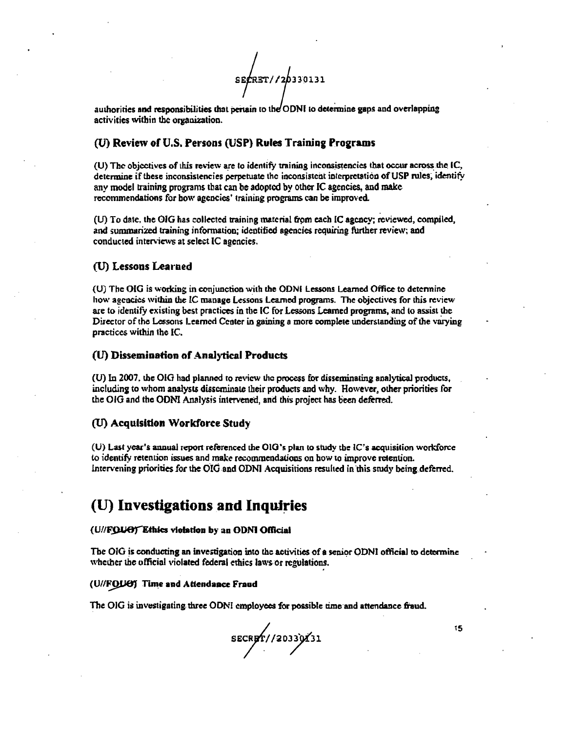authorities and responsibilities that pertain to the ODNI to determine gaps and overlapping activities within the organization.

## (U) Review of U.S. Persons (USP) Rules Training Programs

(U) The objectives of this review are to identify training inconsistencies that occur across the IC, determine if these inconsistencies perpetuate the inconsistent interpretation of USP rules, identify any model training programs that can be adopted by other IC agencies, and make recommendations for how agencies' training programs can be improved.

(U) To date, the OIG has collected training material from each IC agency; reviewed, compiled, and summarized training information; identified agencies requiring further review; and conducted interviews at select IC agencies.

## (U) Lessons Learned

(U) The OIG is working in conjunction with the ODNI Lessons Learned Office to determine how agencies within the IC manage Lessons Learned programs. The objectives for this review are to identify existing best practices in the IC for Lessons Learned programs, and to assist the Director of the Lessons Learned Center in gaining a more complete understanding of the varying practices within the IC.

## (U) Dissemination of Analytical Products

(U) In 2007, the OIG had planned to review the process for disseminating analytical products, including to whom analysts disseminate their products and why. However, other priorities for the OIG and the ODNI Analysis intervened, and this project has been deferred.

## (U) Acquisition Workforce Study

(U) Last year's annual report referenced the OIG's plan to study the IC's acquisition workforce to identify retention issues and make recommendations on how to improve retention. Intervening priorities for the OIG and ODNI Acquisitions resulted in this study being deferred.

# (U) Investigations and Inquiries

#### (U//~~FOUO~~) Ethics violation by an ODNI Official

The OIG is conducting an investigation into the activities of a senior ODNI official to determine whether the official violated federal ethics laws or regulations.

#### (U//~~FOUO~~) Time and Attendance Fraud

The OIG is investigating three ODNI employees for possible time and attendance fraud.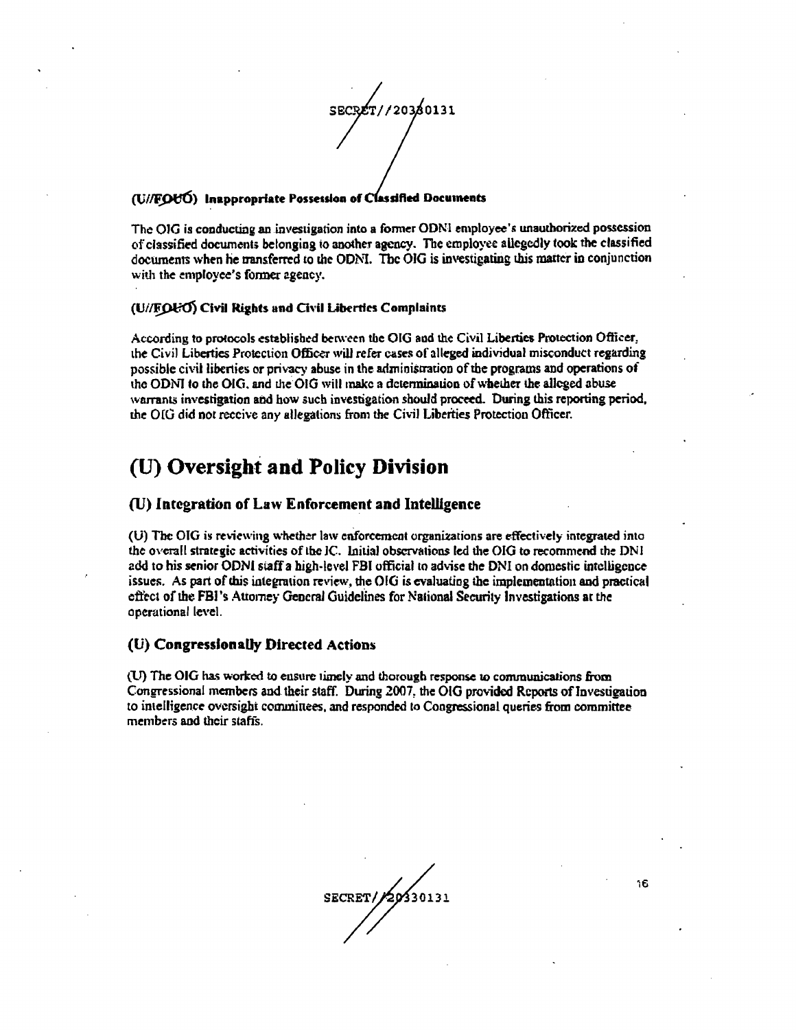### (U//FOUO) Inappropriate Possession of Classified Documents

The OIG is conducting an investigation into a former ODNI employee's unauthorized possession of classified documents belonging to another agency. The employee allegedly took the classified documents when he transferred to the ODNI. The OIG is investigating this matter in conjunction with the employee's former agency.

### (U//FOUO) Civil Rights and Civil Liberties Complaints

According to protocols established between the OIG and the Civil Liberties Protection Officer, the Civil Liberties Protection Officer will refer cases of alleged individual misconduct regarding possible civil liberties or privacy abuse in the administration of the programs and operations of the ODNI to the OIG, and the OIG will make a determination of whether the alleged abuse warrants investigation and how such investigation should proceed. During this reporting period, the OIG did not receive any allegations from the Civil Liberties Protection Officer.

# (U) Oversight and Policy Division

## (U) Integration of Law Enforcement and Intelligence

(U) The OIG is reviewing whether law enforcement organizations are effectively integrated into the overall strategic activities of the IC. Initial observations led the OIG to recommend the DNI add to his senior ODNI staff a high-level FBI official to advise the DNI on domestic intelligence issues. As part of this integration review, the OIG is evaluating the implementation and practical effect of the FBI's Attorney General Guidelines for National Security Investigations at the operational level.

## (U) Congressionally Directed Actions

(U) The OIG has worked to ensure timely and thorough response to communications from Congressional members and their staff. During 2007, the OIG provided Reports of Investigation to intelligence oversight committees, and responded to Congressional queries from committee members and their staffs.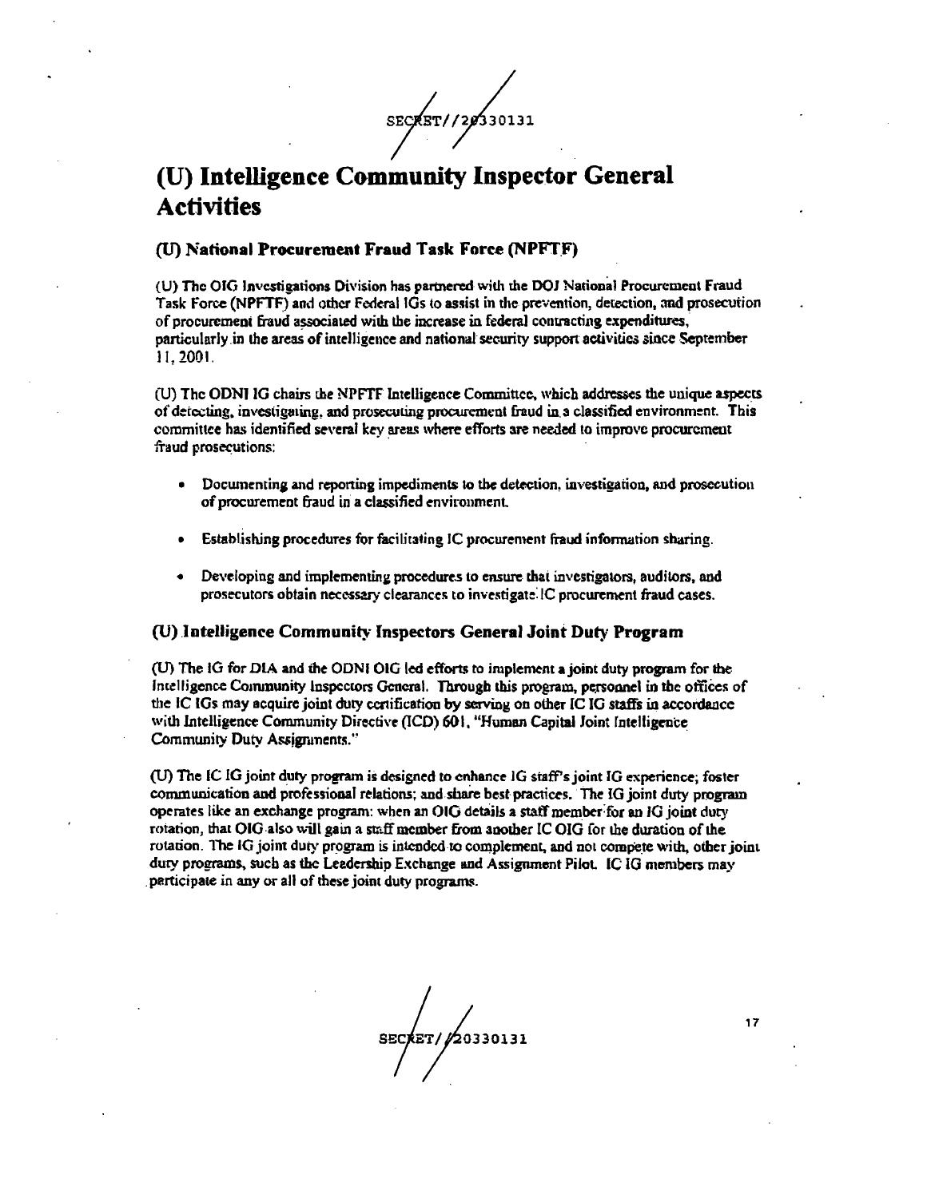# (U) Intelligence Community Inspector General Activities

## (U) National Procurement Fraud Task Force (NPFTF)

(U) The OIG Investigations Division has partnered with the DOJ National Procurement Fraud Task Force (NPFTF) and other Federal IGs to assist in the prevention, detection, and prosecution of procurement fraud associated with the increase in federal contracting expenditures, particularly in the areas of intelligence and national security support activities since September 11, 2001.

(U) The ODNI IG chairs the NPFTF Intelligence Committee, which addresses the unique aspects of detecting, investigating, and prosecuting procurement fraud in a classified environment. This committee has identified several key areas where efforts are needed to improve procurement fraud prosecutions:

- Documenting and reporting impediments to the detection, investigation, and prosecution of procurement fraud in a classified environment.
- Establishing procedures for facilitating IC procurement fraud information sharing.
- Developing and implementing procedures to ensure that investigators, auditors, and prosecutors obtain necessary clearances to investigate IC procurement fraud cases.

## (U) Intelligence Community Inspectors General Joint Duty Program

(U) The IG for DIA and the ODNI OIG led efforts to implement a joint duty program for the Intelligence Community Inspectors General. Through this program, personnel in the offices of the IC IGs may acquire joint duty certification by serving on other IC IG staffs in accordance with Intelligence Community Directive (ICD) 601, "Human Capital Joint Intelligence Community Duty Assignments."

(U) The IC IG joint duty program is designed to enhance IG staff's joint IG experience; foster communication and professional relations; and share best practices. The IG joint duty program operates like an exchange program: when an OIG details a staff member for an IG joint duty rotation, that OIG also will gain a staff member from another IC OIG for the duration of the rotation. The IG joint duty program is intended to complement, and not compete with, other joint duty programs, such as the Leadership Exchange and Assignment Pilot. IC IG members may participate in any or all of these joint duty programs.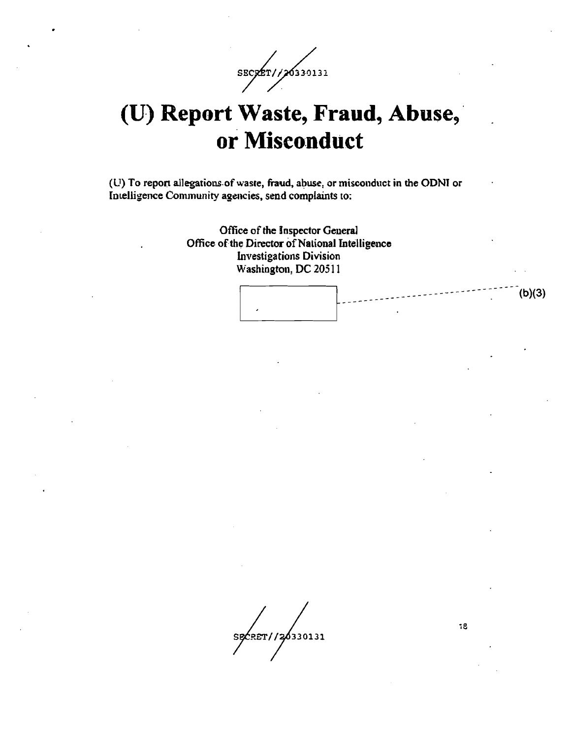# (U) Report Waste, Fraud, Abuse, or Misconduct

(U) To report allegations of waste, fraud, abuse, or misconduct in the ODNI or Intelligence Community agencies, send complaints to:

Office of the Inspector General
Office of the Director of National Intelligence
Investigations Division
Washington, DC 20511

(b)(3)